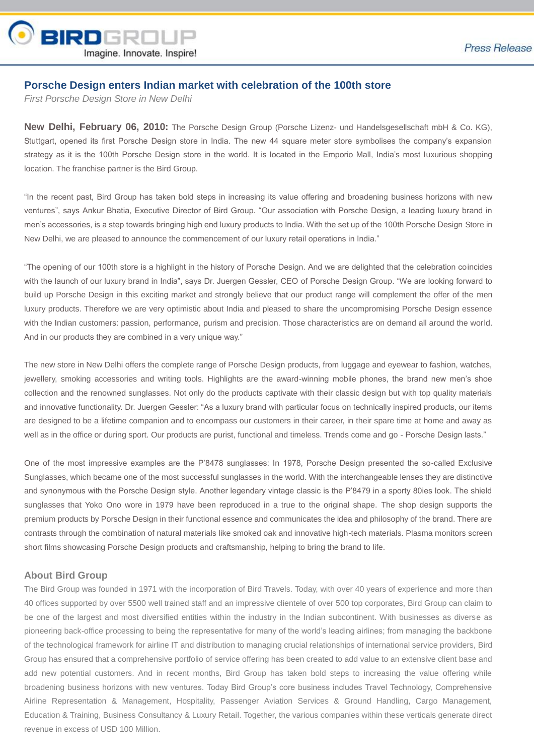BIRDGROUP
Imagine. Innovate. Inspire!

*Press Release*

## Porsche Design enters Indian market with celebration of the 100th store

*First Porsche Design Store in New Delhi*

**New Delhi, February 06, 2010:** The Porsche Design Group (Porsche Lizenz- und Handelsgesellschaft mbH & Co. KG), Stuttgart, opened its first Porsche Design store in India. The new 44 square meter store symbolises the company's expansion strategy as it is the 100th Porsche Design store in the world. It is located in the Emporio Mall, India's most luxurious shopping location. The franchise partner is the Bird Group.

"In the recent past, Bird Group has taken bold steps in increasing its value offering and broadening business horizons with new ventures", says Ankur Bhatia, Executive Director of Bird Group. "Our association with Porsche Design, a leading luxury brand in men's accessories, is a step towards bringing high end luxury products to India. With the set up of the 100th Porsche Design Store in New Delhi, we are pleased to announce the commencement of our luxury retail operations in India."

"The opening of our 100th store is a highlight in the history of Porsche Design. And we are delighted that the celebration coincides with the launch of our luxury brand in India", says Dr. Juergen Gessler, CEO of Porsche Design Group. "We are looking forward to build up Porsche Design in this exciting market and strongly believe that our product range will complement the offer of the men luxury products. Therefore we are very optimistic about India and pleased to share the uncompromising Porsche Design essence with the Indian customers: passion, performance, purism and precision. Those characteristics are on demand all around the world. And in our products they are combined in a very unique way."

The new store in New Delhi offers the complete range of Porsche Design products, from luggage and eyewear to fashion, watches, jewellery, smoking accessories and writing tools. Highlights are the award-winning mobile phones, the brand new men's shoe collection and the renowned sunglasses. Not only do the products captivate with their classic design but with top quality materials and innovative functionality. Dr. Juergen Gessler: "As a luxury brand with particular focus on technically inspired products, our items are designed to be a lifetime companion and to encompass our customers in their career, in their spare time at home and away as well as in the office or during sport. Our products are purist, functional and timeless. Trends come and go - Porsche Design lasts."

One of the most impressive examples are the P'8478 sunglasses: In 1978, Porsche Design presented the so-called Exclusive Sunglasses, which became one of the most successful sunglasses in the world. With the interchangeable lenses they are distinctive and synonymous with the Porsche Design style. Another legendary vintage classic is the P'8479 in a sporty 80ies look. The shield sunglasses that Yoko Ono wore in 1979 have been reproduced in a true to the original shape. The shop design supports the premium products by Porsche Design in their functional essence and communicates the idea and philosophy of the brand. There are contrasts through the combination of natural materials like smoked oak and innovative high-tech materials. Plasma monitors screen short films showcasing Porsche Design products and craftsmanship, helping to bring the brand to life.

### About Bird Group

The Bird Group was founded in 1971 with the incorporation of Bird Travels. Today, with over 40 years of experience and more than 40 offices supported by over 5500 well trained staff and an impressive clientele of over 500 top corporates, Bird Group can claim to be one of the largest and most diversified entities within the industry in the Indian subcontinent. With businesses as diverse as pioneering back-office processing to being the representative for many of the world's leading airlines; from managing the backbone of the technological framework for airline IT and distribution to managing crucial relationships of international service providers, Bird Group has ensured that a comprehensive portfolio of service offering has been created to add value to an extensive client base and add new potential customers. And in recent months, Bird Group has taken bold steps to increasing the value offering while broadening business horizons with new ventures. Today Bird Group's core business includes Travel Technology, Comprehensive Airline Representation & Management, Hospitality, Passenger Aviation Services & Ground Handling, Cargo Management, Education & Training, Business Consultancy & Luxury Retail. Together, the various companies within these verticals generate direct revenue in excess of USD 100 Million.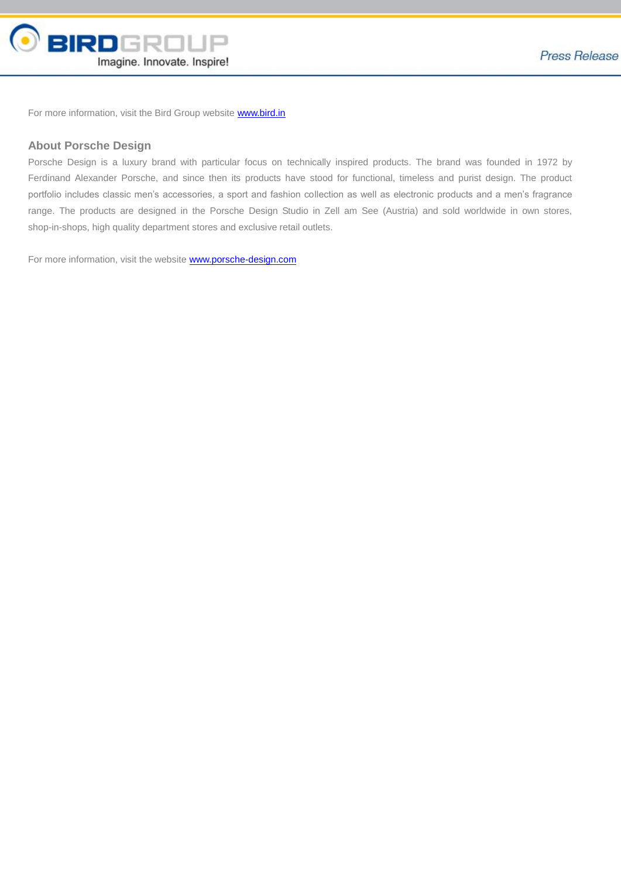For more information, visit the Bird Group website www.bird.in

## About Porsche Design

Porsche Design is a luxury brand with particular focus on technically inspired products. The brand was founded in 1972 by Ferdinand Alexander Porsche, and since then its products have stood for functional, timeless and purist design. The product portfolio includes classic men's accessories, a sport and fashion collection as well as electronic products and a men's fragrance range. The products are designed in the Porsche Design Studio in Zell am See (Austria) and sold worldwide in own stores, shop-in-shops, high quality department stores and exclusive retail outlets.

For more information, visit the website www.porsche-design.com